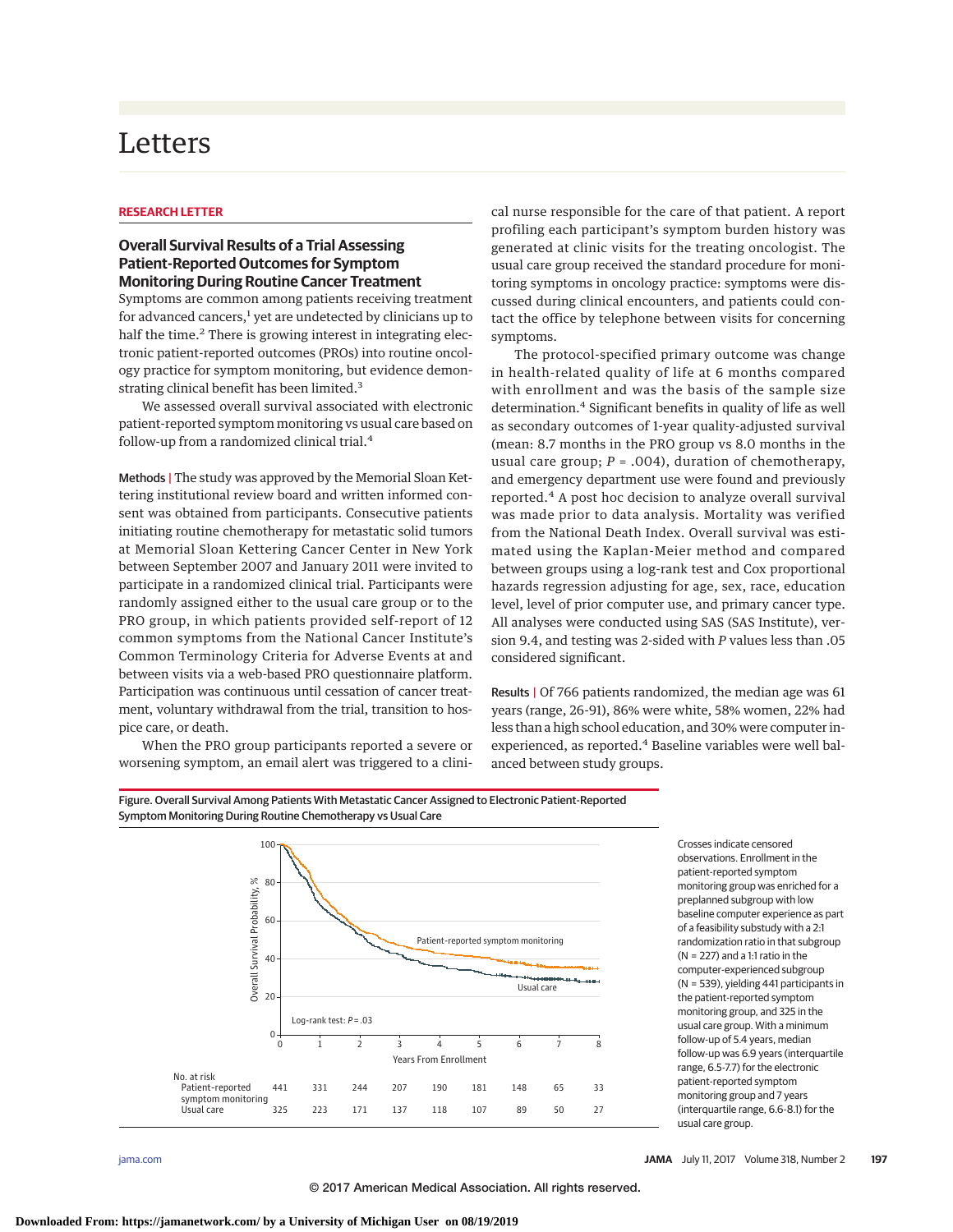# Letters

**RESEARCH LETTER**

## Overall Survival Results of a Trial Assessing Patient-Reported Outcomes for Symptom Monitoring During Routine Cancer Treatment

Symptoms are common among patients receiving treatment for advanced cancers,[1] yet are undetected by clinicians up to half the time.[2] There is growing interest in integrating electronic patient-reported outcomes (PROs) into routine oncology practice for symptom monitoring, but evidence demonstrating clinical benefit has been limited.[3]

We assessed overall survival associated with electronic patient-reported symptom monitoring vs usual care based on follow-up from a randomized clinical trial.[4]

**Methods |** The study was approved by the Memorial Sloan Kettering institutional review board and written informed consent was obtained from participants. Consecutive patients initiating routine chemotherapy for metastatic solid tumors at Memorial Sloan Kettering Cancer Center in New York between September 2007 and January 2011 were invited to participate in a randomized clinical trial. Participants were randomly assigned either to the usual care group or to the PRO group, in which patients provided self-report of 12 common symptoms from the National Cancer Institute's Common Terminology Criteria for Adverse Events at and between visits via a web-based PRO questionnaire platform. Participation was continuous until cessation of cancer treatment, voluntary withdrawal from the trial, transition to hospice care, or death.

When the PRO group participants reported a severe or worsening symptom, an email alert was triggered to a clinical nurse responsible for the care of that patient. A report profiling each participant's symptom burden history was generated at clinic visits for the treating oncologist. The usual care group received the standard procedure for monitoring symptoms in oncology practice: symptoms were discussed during clinical encounters, and patients could contact the office by telephone between visits for concerning symptoms.

The protocol-specified primary outcome was change in health-related quality of life at 6 months compared with enrollment and was the basis of the sample size determination.[4] Significant benefits in quality of life as well as secondary outcomes of 1-year quality-adjusted survival (mean: 8.7 months in the PRO group vs 8.0 months in the usual care group; $P = .004$), duration of chemotherapy, and emergency department use were found and previously reported.[4] A post hoc decision to analyze overall survival was made prior to data analysis. Mortality was verified from the National Death Index. Overall survival was estimated using the Kaplan-Meier method and compared between groups using a log-rank test and Cox proportional hazards regression adjusting for age, sex, race, education level, level of prior computer use, and primary cancer type. All analyses were conducted using SAS (SAS Institute), version 9.4, and testing was 2-sided with $P$ values less than .05 considered significant.

**Results |** Of 766 patients randomized, the median age was 61 years (range, 26-91), 86% were white, 58% women, 22% had less than a high school education, and 30% were computer inexperienced, as reported.[4] Baseline variables were well balanced between study groups.

**Figure. Overall Survival Among Patients With Metastatic Cancer Assigned to Electronic Patient-Reported Symptom Monitoring During Routine Chemotherapy vs Usual Care**

| No. at risk | 0 | 1 | 2 | 3 | 4 | 5 | 6 | 7 | 8 |
|---|---|---|---|---|---|---|---|---|---|
| Patient-reported symptom monitoring | 441 | 331 | 244 | 207 | 190 | 181 | 148 | 65 | 33 |
| Usual care | 325 | 223 | 171 | 137 | 118 | 107 | 89 | 50 | 27 |

Crosses indicate censored observations. Enrollment in the patient-reported symptom monitoring group was enriched for a preplanned subgroup with low baseline computer experience as part of a feasibility substudy with a 2:1 randomization ratio in that subgroup (N = 227) and a 1:1 ratio in the computer-experienced subgroup (N = 539), yielding 441 participants in the patient-reported symptom monitoring group, and 325 in the usual care group. With a minimum follow-up of 5.4 years, median follow-up was 6.9 years (interquartile range, 6.5-7.7) for the electronic patient-reported symptom monitoring group and 7 years (interquartile range, 6.6-8.1) for the usual care group.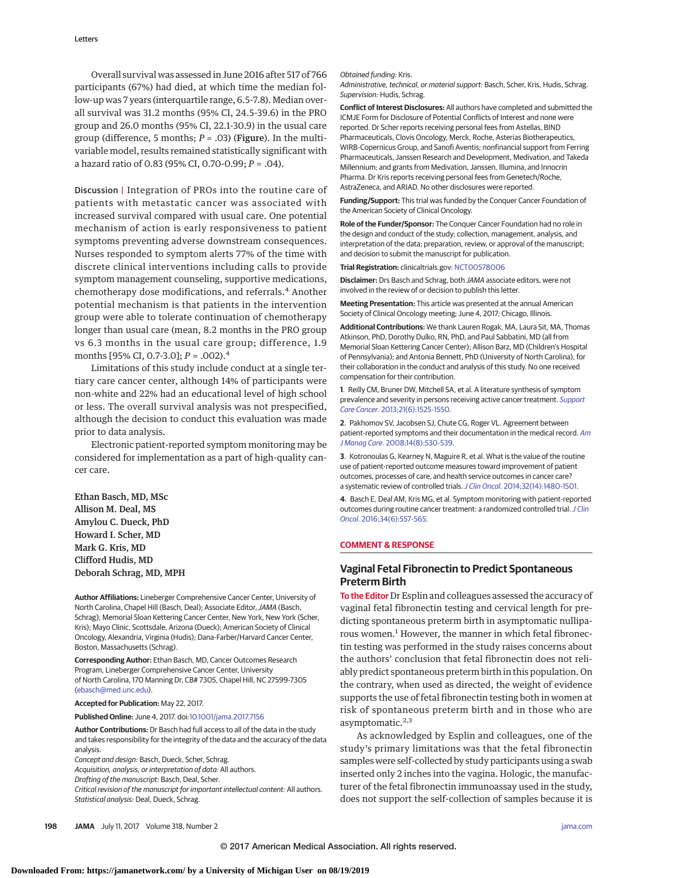Overall survival was assessed in June 2016 after 517 of 766 participants (67%) had died, at which time the median follow-up was 7 years (interquartile range, 6.5-7.8). Median overall survival was 31.2 months (95% CI, 24.5-39.6) in the PRO group and 26.0 months (95% CI, 22.1-30.9) in the usual care group (difference, 5 months; $P = .03$) (**Figure**). In the multivariable model, results remained statistically significant with a hazard ratio of 0.83 (95% CI, 0.70-0.99; $P = .04$).

**Discussion |** Integration of PROs into the routine care of patients with metastatic cancer was associated with increased survival compared with usual care. One potential mechanism of action is early responsiveness to patient symptoms preventing adverse downstream consequences. Nurses responded to symptom alerts 77% of the time with discrete clinical interventions including calls to provide symptom management counseling, supportive medications, chemotherapy dose modifications, and referrals.[4] Another potential mechanism is that patients in the intervention group were able to tolerate continuation of chemotherapy longer than usual care (mean, 8.2 months in the PRO group vs 6.3 months in the usual care group; difference, 1.9 months [95% CI, 0.7-3.0]; $P = .002$).[4]

Limitations of this study include conduct at a single tertiary care cancer center, although 14% of participants were non-white and 22% had an educational level of high school or less. The overall survival analysis was not prespecified, although the decision to conduct this evaluation was made prior to data analysis.

Electronic patient-reported symptom monitoring may be considered for implementation as a part of high-quality cancer care.

**Ethan Basch, MD, MSc**
**Allison M. Deal, MS**
**Amylou C. Dueck, PhD**
**Howard I. Scher, MD**
**Mark G. Kris, MD**
**Clifford Hudis, MD**
**Deborah Schrag, MD, MPH**

**Author Affiliations:** Lineberger Comprehensive Cancer Center, University of North Carolina, Chapel Hill (Basch, Deal); Associate Editor, *JAMA* (Basch, Schrag); Memorial Sloan Kettering Cancer Center, New York, New York (Scher, Kris); Mayo Clinic, Scottsdale, Arizona (Dueck); American Society of Clinical Oncology, Alexandria, Virginia (Hudis); Dana-Farber/Harvard Cancer Center, Boston, Massachusetts (Schrag).

**Corresponding Author:** Ethan Basch, MD, Cancer Outcomes Research Program, Lineberger Comprehensive Cancer Center, University of North Carolina, 170 Manning Dr, CB# 7305, Chapel Hill, NC 27599-7305 (ebasch@med.unc.edu).

**Accepted for Publication:** May 22, 2017.

**Published Online:** June 4, 2017. doi:10.1001/jama.2017.7156

**Author Contributions:** Dr Basch had full access to all of the data in the study and takes responsibility for the integrity of the data and the accuracy of the data analysis.
*Concept and design:* Basch, Dueck, Scher, Schrag.
*Acquisition, analysis, or interpretation of data:* All authors.
*Drafting of the manuscript:* Basch, Deal, Scher.
*Critical revision of the manuscript for important intellectual content:* All authors.
*Statistical analysis:* Deal, Dueck, Schrag.
*Obtained funding:* Kris.
*Administrative, technical, or material support:* Basch, Scher, Kris, Hudis, Schrag.
*Supervision:* Hudis, Schrag.

**Conflict of Interest Disclosures:** All authors have completed and submitted the ICMJE Form for Disclosure of Potential Conflicts of Interest and none were reported. Dr Scher reports receiving personal fees from Astellas, BIND Pharmaceuticals, Clovis Oncology, Merck, Roche, Asterias Biotherapeutics, WIRB-Copernicus Group, and Sanofi Aventis; nonfinancial support from Ferring Pharmaceuticals, Janssen Research and Development, Medivation, and Takeda Millennium; and grants from Medivation, Janssen, Illumina, and Innocrin Pharma. Dr Kris reports receiving personal fees from Genetech/Roche, AstraZeneca, and ARIAD. No other disclosures were reported.

**Funding/Support:** This trial was funded by the Conquer Cancer Foundation of the American Society of Clinical Oncology.

**Role of the Funder/Sponsor:** The Conquer Cancer Foundation had no role in the design and conduct of the study; collection, management, analysis, and interpretation of the data; preparation, review, or approval of the manuscript; and decision to submit the manuscript for publication.

**Trial Registration:** clinicaltrials.gov: NCT00578006

**Disclaimer:** Drs Basch and Schrag, both *JAMA* associate editors, were not involved in the review of or decision to publish this letter.

**Meeting Presentation:** This article was presented at the annual American Society of Clinical Oncology meeting; June 4, 2017; Chicago, Illinois.

**Additional Contributions:** We thank Lauren Rogak, MA, Laura Sit, MA, Thomas Atkinson, PhD, Dorothy Dulko, RN, PhD, and Paul Sabbatini, MD (all from Memorial Sloan Kettering Cancer Center); Allison Barz, MD (Children's Hospital of Pennsylvania); and Antonia Bennett, PhD (University of North Carolina), for their collaboration in the conduct and analysis of this study. No one received compensation for their contribution.

1. Reilly CM, Bruner DW, Mitchell SA, et al. A literature synthesis of symptom prevalence and severity in persons receiving active cancer treatment. *Support Care Cancer*. 2013;21(6):1525-1550.

2. Pakhomov SV, Jacobsen SJ, Chute CG, Roger VL. Agreement between patient-reported symptoms and their documentation in the medical record. *Am J Manag Care*. 2008;14(8):530-539.

3. Kotronoulas G, Kearney N, Maguire R, et al. What is the value of the routine use of patient-reported outcome measures toward improvement of patient outcomes, processes of care, and health service outcomes in cancer care? a systematic review of controlled trials. *J Clin Oncol*. 2014;32(14):1480-1501.

4. Basch E, Deal AM, Kris MG, et al. Symptom monitoring with patient-reported outcomes during routine cancer treatment: a randomized controlled trial. *J Clin Oncol*. 2016;34(6):557-565.

**COMMENT & RESPONSE**

## Vaginal Fetal Fibronectin to Predict Spontaneous Preterm Birth

**To the Editor** Dr Esplin and colleagues assessed the accuracy of vaginal fetal fibronectin testing and cervical length for predicting spontaneous preterm birth in asymptomatic nulliparous women.[1] However, the manner in which fetal fibronectin testing was performed in the study raises concerns about the authors' conclusion that fetal fibronectin does not reliably predict spontaneous preterm birth in this population. On the contrary, when used as directed, the weight of evidence supports the use of fetal fibronectin testing both in women at risk of spontaneous preterm birth and in those who are asymptomatic.[2,3]

As acknowledged by Esplin and colleagues, one of the study's primary limitations was that the fetal fibronectin samples were self-collected by study participants using a swab inserted only 2 inches into the vagina. Hologic, the manufacturer of the fetal fibronectin immunoassay used in the study, does not support the self-collection of samples because it is